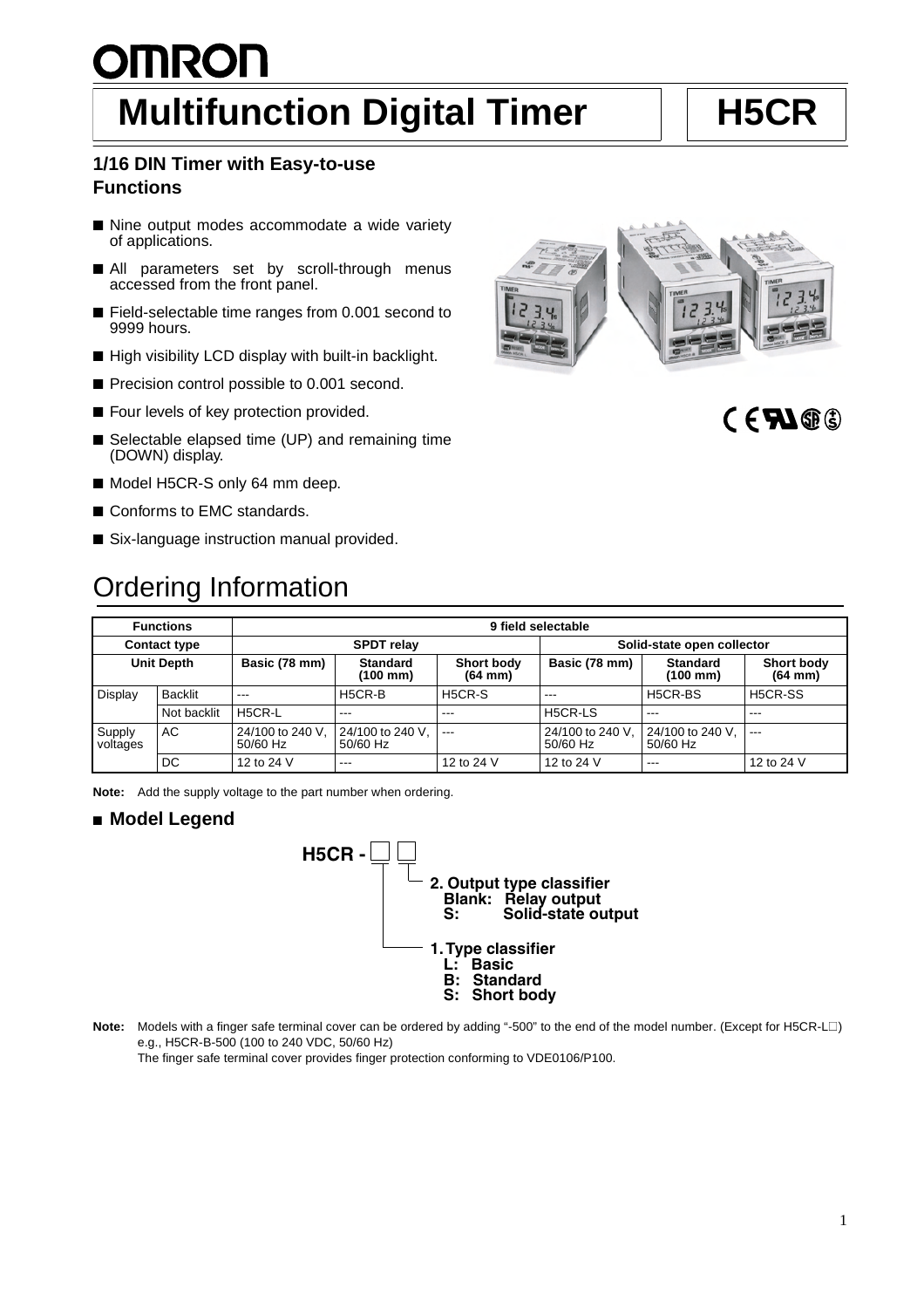# OMRON

# Multifunction Digital Timer — H5CR

### 1/16 DIN Timer with Easy-to-use Functions

- Nine output modes accommodate a wide variety of applications.
- All parameters set by scroll-through menus accessed from the front panel.
- Field-selectable time ranges from 0.001 second to 9999 hours.
- High visibility LCD display with built-in backlight.
- Precision control possible to 0.001 second.
- Four levels of key protection provided.
- Selectable elapsed time (UP) and remaining time (DOWN) display.
- Model H5CR-S only 64 mm deep.
- Conforms to EMC standards.
- Six-language instruction manual provided.

## Ordering Information

| Functions | | 9 field selectable | | | | | |
|---|---|---|---|---|---|---|---|
| Contact type | | SPDT relay | | | Solid-state open collector | | |
| Unit Depth | | Basic (78 mm) | Standard (100 mm) | Short body (64 mm) | Basic (78 mm) | Standard (100 mm) | Short body (64 mm) |
| Display | Backlit | --- | H5CR-B | H5CR-S | --- | H5CR-BS | H5CR-SS |
| | Not backlit | H5CR-L | --- | --- | H5CR-LS | --- | --- |
| Supply voltages | AC | 24/100 to 240 V, 50/60 Hz | 24/100 to 240 V, 50/60 Hz | --- | 24/100 to 240 V, 50/60 Hz | 24/100 to 240 V, 50/60 Hz | --- |
| | DC | 12 to 24 V | --- | 12 to 24 V | 12 to 24 V | --- | 12 to 24 V |

**Note:** Add the supply voltage to the part number when ordering.

### ■ Model Legend

H5CR - □ □

2. Output type classifier
   - Blank: Relay output
   - S: Solid-state output

1. Type classifier
   - L: Basic
   - B: Standard
   - S: Short body

**Note:** Models with a finger safe terminal cover can be ordered by adding "-500" to the end of the model number. (Except for H5CR-L□)
e.g., H5CR-B-500 (100 to 240 VDC, 50/60 Hz)
The finger safe terminal cover provides finger protection conforming to VDE0106/P100.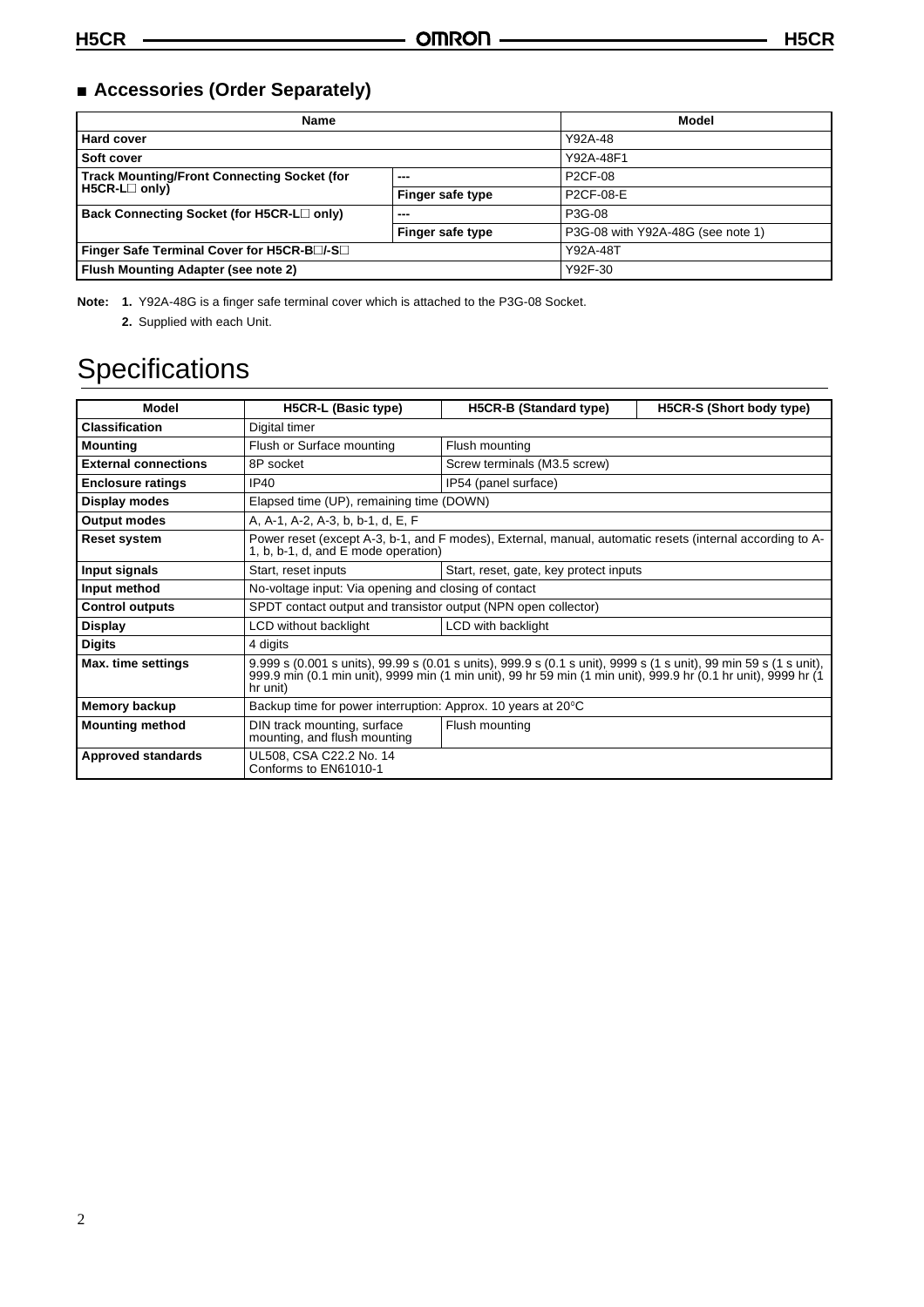## ■ Accessories (Order Separately)

| Name | | Model |
|---|---|---|
| Hard cover | | Y92A-48 |
| Soft cover | | Y92A-48F1 |
| Track Mounting/Front Connecting Socket (for H5CR-L☐ only) | --- | P2CF-08 |
| | Finger safe type | P2CF-08-E |
| Back Connecting Socket (for H5CR-L☐ only) | --- | P3G-08 |
| | Finger safe type | P3G-08 with Y92A-48G (see note 1) |
| Finger Safe Terminal Cover for H5CR-B☐/-S☐ | | Y92A-48T |
| Flush Mounting Adapter (see note 2) | | Y92F-30 |

**Note: 1.** Y92A-48G is a finger safe terminal cover which is attached to the P3G-08 Socket.

**2.** Supplied with each Unit.

# Specifications

| Model | H5CR-L (Basic type) | H5CR-B (Standard type) | H5CR-S (Short body type) |
|---|---|---|---|
| Classification | Digital timer | | |
| Mounting | Flush or Surface mounting | Flush mounting | |
| External connections | 8P socket | Screw terminals (M3.5 screw) | |
| Enclosure ratings | IP40 | IP54 (panel surface) | |
| Display modes | Elapsed time (UP), remaining time (DOWN) | | |
| Output modes | A, A-1, A-2, A-3, b, b-1, d, E, F | | |
| Reset system | Power reset (except A-3, b-1, and F modes), External, manual, automatic resets (internal according to A-1, b, b-1, d, and E mode operation) | | |
| Input signals | Start, reset inputs | Start, reset, gate, key protect inputs | |
| Input method | No-voltage input: Via opening and closing of contact | | |
| Control outputs | SPDT contact output and transistor output (NPN open collector) | | |
| Display | LCD without backlight | LCD with backlight | |
| Digits | 4 digits | | |
| Max. time settings | 9.999 s (0.001 s units), 99.99 s (0.01 s units), 999.9 s (0.1 s unit), 9999 s (1 s unit), 99 min 59 s (1 s unit), 999.9 min (0.1 min unit), 9999 min (1 min unit), 99 hr 59 min (1 min unit), 999.9 hr (0.1 hr unit), 9999 hr (1 hr unit) | | |
| Memory backup | Backup time for power interruption: Approx. 10 years at 20°C | | |
| Mounting method | DIN track mounting, surface mounting, and flush mounting | Flush mounting | |
| Approved standards | UL508, CSA C22.2 No. 14<br>Conforms to EN61010-1 | | |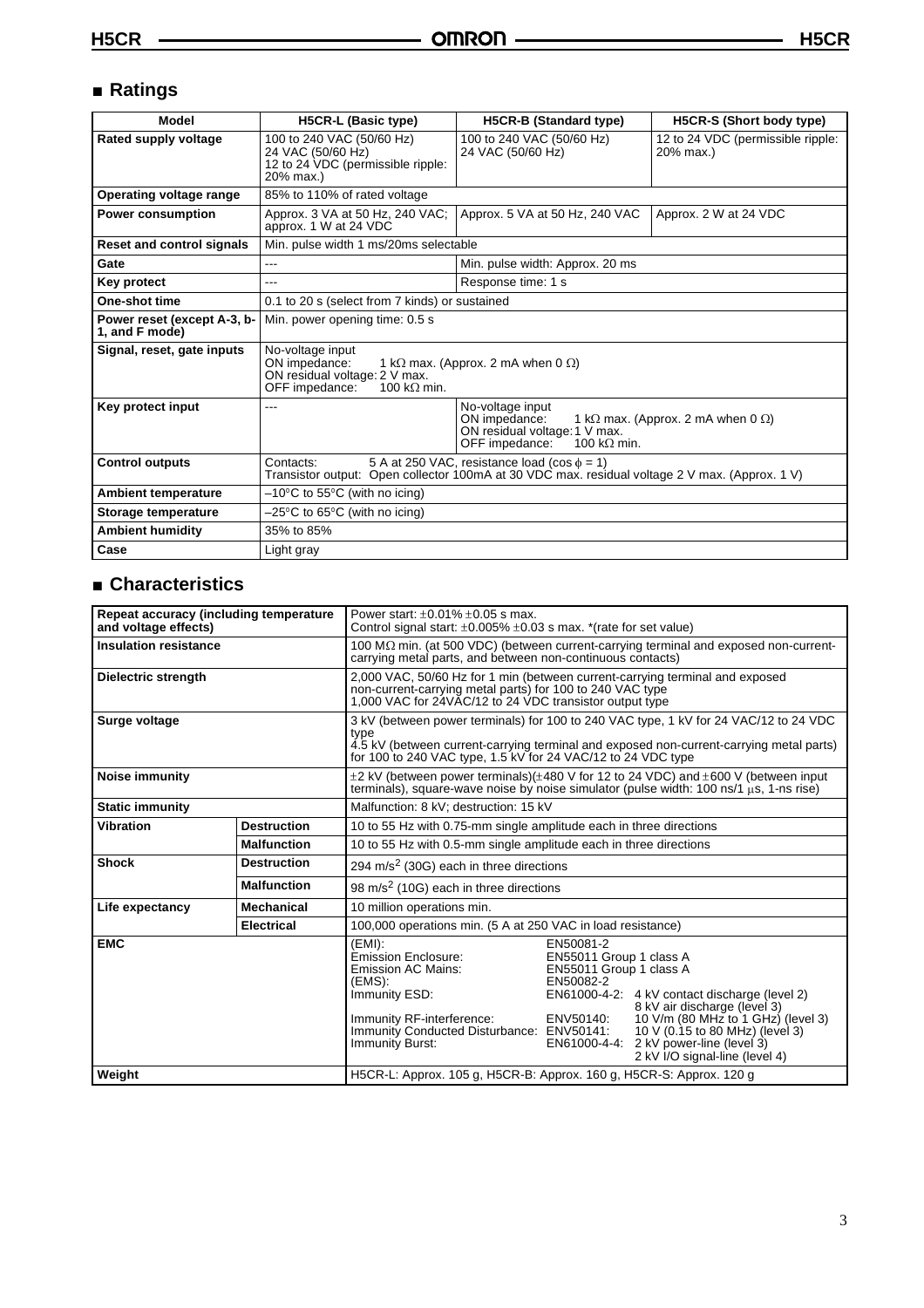## ■ Ratings

| Model | H5CR-L (Basic type) | H5CR-B (Standard type) | H5CR-S (Short body type) |
|---|---|---|---|
| Rated supply voltage | 100 to 240 VAC (50/60 Hz)<br>24 VAC (50/60 Hz)<br>12 to 24 VDC (permissible ripple: 20% max.) | 100 to 240 VAC (50/60 Hz)<br>24 VAC (50/60 Hz) | 12 to 24 VDC (permissible ripple: 20% max.) |
| Operating voltage range | 85% to 110% of rated voltage | | |
| Power consumption | Approx. 3 VA at 50 Hz, 240 VAC; approx. 1 W at 24 VDC | Approx. 5 VA at 50 Hz, 240 VAC | Approx. 2 W at 24 VDC |
| Reset and control signals | Min. pulse width 1 ms/20ms selectable | | |
| Gate | --- | Min. pulse width: Approx. 20 ms | |
| Key protect | --- | Response time: 1 s | |
| One-shot time | 0.1 to 20 s (select from 7 kinds) or sustained | | |
| Power reset (except A-3, b-1, and F mode) | Min. power opening time: 0.5 s | | |
| Signal, reset, gate inputs | No-voltage input<br>ON impedance: 1 kΩ max. (Approx. 2 mA when 0 Ω)<br>ON residual voltage: 2 V max.<br>OFF impedance: 100 kΩ min. | | |
| Key protect input | --- | No-voltage input<br>ON impedance: 1 kΩ max. (Approx. 2 mA when 0 Ω)<br>ON residual voltage: 1 V max.<br>OFF impedance: 100 kΩ min. | |
| Control outputs | Contacts: 5 A at 250 VAC, resistance load (cos $\phi$ = 1)<br>Transistor output: Open collector 100mA at 30 VDC max. residual voltage 2 V max. (Approx. 1 V) | | |
| Ambient temperature | –10°C to 55°C (with no icing) | | |
| Storage temperature | –25°C to 65°C (with no icing) | | |
| Ambient humidity | 35% to 85% | | |
| Case | Light gray | | |

## ■ Characteristics

| Item | | Specification |
|---|---|---|
| Repeat accuracy (including temperature and voltage effects) | | Power start: ±0.01% ±0.05 s max.<br>Control signal start: ±0.005% ±0.03 s max. *(rate for set value) |
| Insulation resistance | | 100 MΩ min. (at 500 VDC) (between current-carrying terminal and exposed non-current-carrying metal parts, and between non-continuous contacts) |
| Dielectric strength | | 2,000 VAC, 50/60 Hz for 1 min (between current-carrying terminal and exposed non-current-carrying metal parts) for 100 to 240 VAC type<br>1,000 VAC for 24VAC/12 to 24 VDC transistor output type |
| Surge voltage | | 3 kV (between power terminals) for 100 to 240 VAC type, 1 kV for 24 VAC/12 to 24 VDC type<br>4.5 kV (between current-carrying terminal and exposed non-current-carrying metal parts) for 100 to 240 VAC type, 1.5 kV for 24 VAC/12 to 24 VDC type |
| Noise immunity | | ±2 kV (between power terminals)(±480 V for 12 to 24 VDC) and ±600 V (between input terminals), square-wave noise by noise simulator (pulse width: 100 ns/1 μs, 1-ns rise) |
| Static immunity | | Malfunction: 8 kV; destruction: 15 kV |
| Vibration | Destruction | 10 to 55 Hz with 0.75-mm single amplitude each in three directions |
| | Malfunction | 10 to 55 Hz with 0.5-mm single amplitude each in three directions |
| Shock | Destruction | 294 m/s$^2$ (30G) each in three directions |
| | Malfunction | 98 m/s$^2$ (10G) each in three directions |
| Life expectancy | Mechanical | 10 million operations min. |
| | Electrical | 100,000 operations min. (5 A at 250 VAC in load resistance) |
| EMC | | (EMI): EN50081-2<br>Emission Enclosure: EN55011 Group 1 class A<br>Emission AC Mains: EN55011 Group 1 class A<br>(EMS): EN50082-2<br>Immunity ESD: EN61000-4-2: 4 kV contact discharge (level 2), 8 kV air discharge (level 3)<br>Immunity RF-interference: ENV50140: 10 V/m (80 MHz to 1 GHz) (level 3)<br>Immunity Conducted Disturbance: ENV50141: 10 V (0.15 to 80 MHz) (level 3)<br>Immunity Burst: EN61000-4-4: 2 kV power-line (level 3), 2 kV I/O signal-line (level 4) |
| Weight | | H5CR-L: Approx. 105 g, H5CR-B: Approx. 160 g, H5CR-S: Approx. 120 g |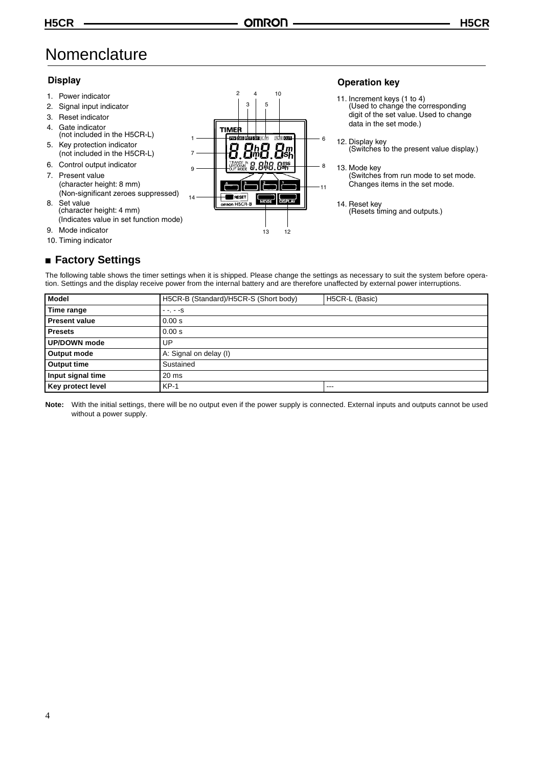# Nomenclature

### Display

1. Power indicator
2. Signal input indicator
3. Reset indicator
4. Gate indicator
   (not included in the H5CR-L)
5. Key protection indicator
   (not included in the H5CR-L)
6. Control output indicator
7. Present value
   (character height: 8 mm)
   (Non-significant zeroes suppressed)
8. Set value
   (character height: 4 mm)
   (Indicates value in set function mode)
9. Mode indicator
10. Timing indicator

### Operation key

11. Increment keys (1 to 4)
    (Used to change the corresponding digit of the set value. Used to change data in the set mode.)
12. Display key
    (Switches to the present value display.)
13. Mode key
    (Switches from run mode to set mode. Changes items in the set mode.)
14. Reset key
    (Resets timing and outputs.)

## ■ Factory Settings

The following table shows the timer settings when it is shipped. Please change the settings as necessary to suit the system before operation. Settings and the display receive power from the internal battery and are therefore unaffected by external power interruptions.

| Model | H5CR-B (Standard)/H5CR-S (Short body) | H5CR-L (Basic) |
|---|---|---|
| Time range | - -. - -s | |
| Present value | 0.00 s | |
| Presets | 0.00 s | |
| UP/DOWN mode | UP | |
| Output mode | A: Signal on delay (I) | |
| Output time | Sustained | |
| Input signal time | 20 ms | |
| Key protect level | KP-1 | --- |

**Note:** With the initial settings, there will be no output even if the power supply is connected. External inputs and outputs cannot be used without a power supply.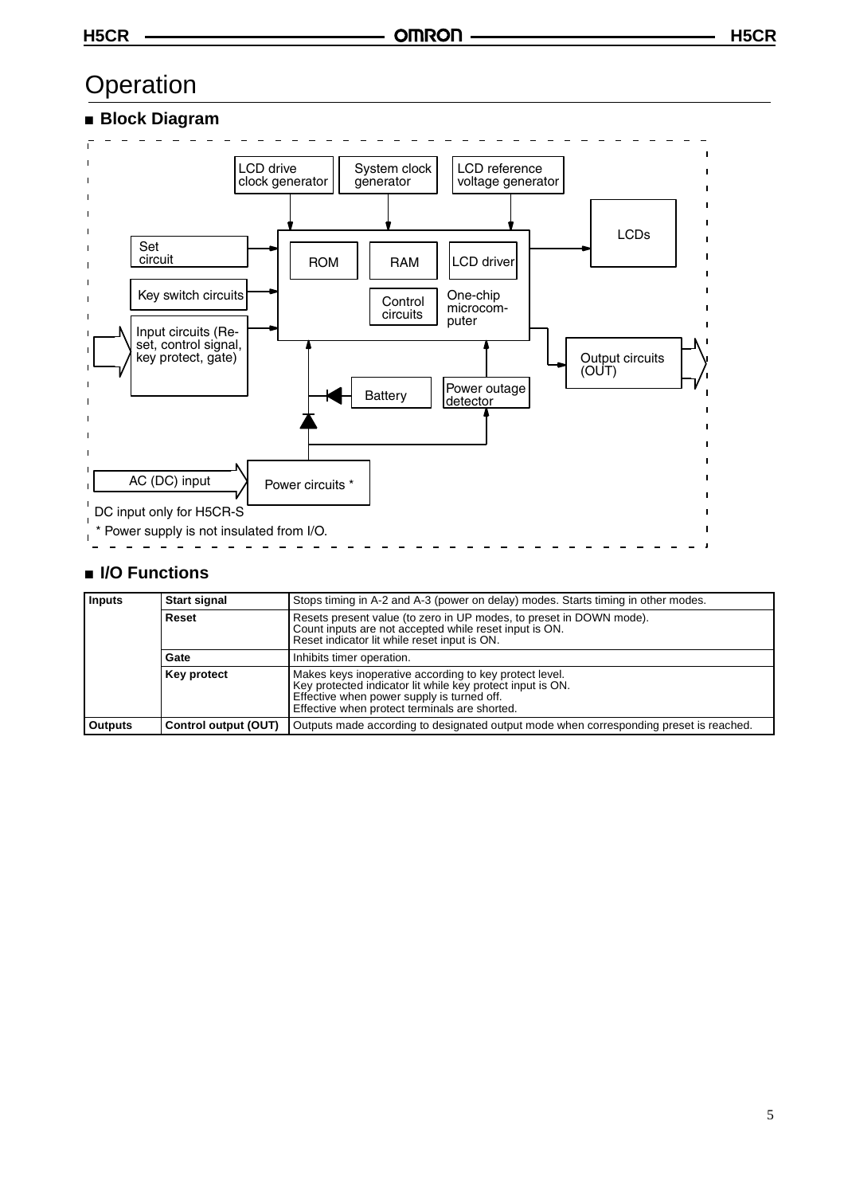# Operation

## ■ Block Diagram

LCD drive clock generator

System clock generator

LCD reference voltage generator

Set circuit

Key switch circuits

Input circuits (Reset, control signal, key protect, gate)

ROM

RAM

LCD driver

Control circuits

One-chip microcomputer

LCDs

Output circuits (OUT)

Battery

Power outage detector

AC (DC) input

Power circuits *

DC input only for H5CR-S

\* Power supply is not insulated from I/O.

## ■ I/O Functions

| | | |
|---|---|---|
| **Inputs** | **Start signal** | Stops timing in A-2 and A-3 (power on delay) modes. Starts timing in other modes. |
| | **Reset** | Resets present value (to zero in UP modes, to preset in DOWN mode).<br>Count inputs are not accepted while reset input is ON.<br>Reset indicator lit while reset input is ON. |
| | **Gate** | Inhibits timer operation. |
| | **Key protect** | Makes keys inoperative according to key protect level.<br>Key protected indicator lit while key protect input is ON.<br>Effective when power supply is turned off.<br>Effective when protect terminals are shorted. |
| **Outputs** | **Control output (OUT)** | Outputs made according to designated output mode when corresponding preset is reached. |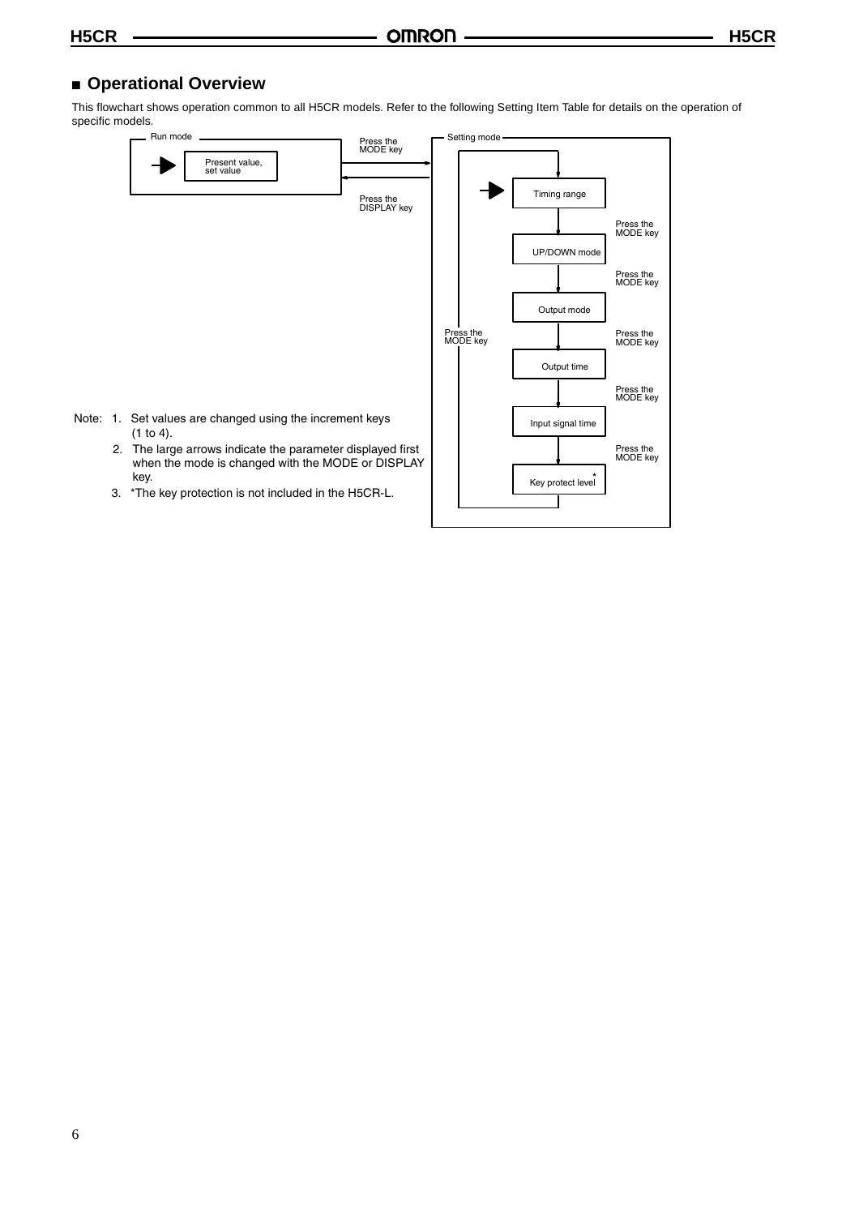## ■ Operational Overview

This flowchart shows operation common to all H5CR models. Refer to the following Setting Item Table for details on the operation of specific models.

Run mode

Present value, set value

Press the MODE key

Press the DISPLAY key

Setting mode

Timing range

Press the MODE key

UP/DOWN mode

Press the MODE key

Output mode

Press the MODE key

Output time

Press the MODE key

Input signal time

Press the MODE key

Key protect level*

Press the MODE key

Note: 1. Set values are changed using the increment keys (1 to 4).

2. The large arrows indicate the parameter displayed first when the mode is changed with the MODE or DISPLAY key.

3. *The key protection is not included in the H5CR-L.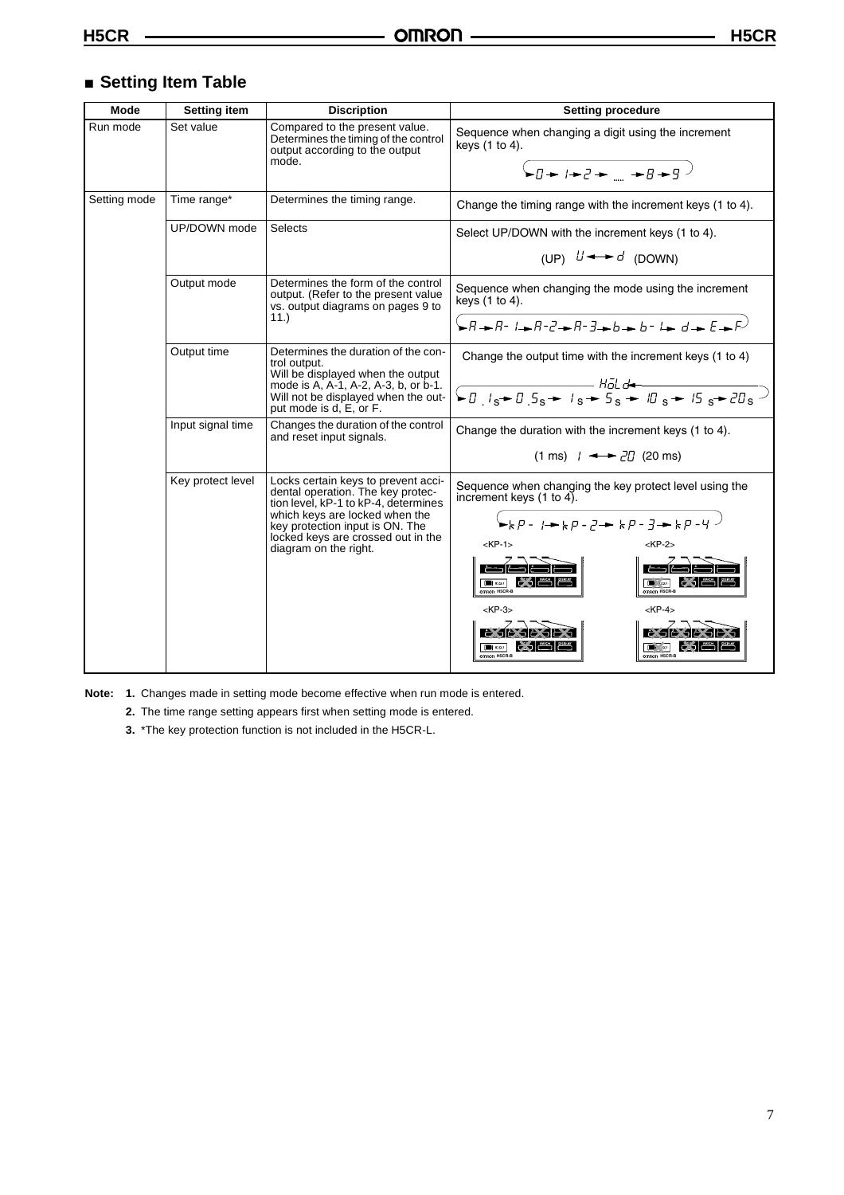## ■ Setting Item Table

| Mode | Setting item | Discription | Setting procedure |
|---|---|---|---|
| Run mode | Set value | Compared to the present value. Determines the timing of the control output according to the output mode. | Sequence when changing a digit using the increment keys (1 to 4). → 0 → 1 → 2 → ...... → 8 → 9 |
| Setting mode | Time range* | Determines the timing range. | Change the timing range with the increment keys (1 to 4). |
| | UP/DOWN mode | Selects | Select UP/DOWN with the increment keys (1 to 4). (UP) U ↔ d (DOWN) |
| | Output mode | Determines the form of the control output. (Refer to the present value vs. output diagrams on pages 9 to 11.) | Sequence when changing the mode using the increment keys (1 to 4). → A → A-1 → A-2 → A-3 → b → b-1 → d → E → F |
| | Output time | Determines the duration of the control output. Will be displayed when the output mode is A, A-1, A-2, A-3, b, or b-1. Will not be displayed when the output mode is d, E, or F. | Change the output time with the increment keys (1 to 4) → 0.1 s → 0.5 s → 1 s → 5 s → 10 s → 15 s → 20 s → HOLD |
| | Input signal time | Changes the duration of the control and reset input signals. | Change the duration with the increment keys (1 to 4). (1 ms) 1 ↔ 20 (20 ms) |
| | Key protect level | Locks certain keys to prevent accidental operation. The key protection level, kP-1 to kP-4, determines which keys are locked when the key protection input is ON. The locked keys are crossed out in the diagram on the right. | Sequence when changing the key protect level using the increment keys (1 to 4). → kP-1 → kP-2 → kP-3 → kP-4 <br> <KP-1> <KP-2> <KP-3> <KP-4> |

**Note:** **1.** Changes made in setting mode become effective when run mode is entered.

**2.** The time range setting appears first when setting mode is entered.

**3.** *The key protection function is not included in the H5CR-L.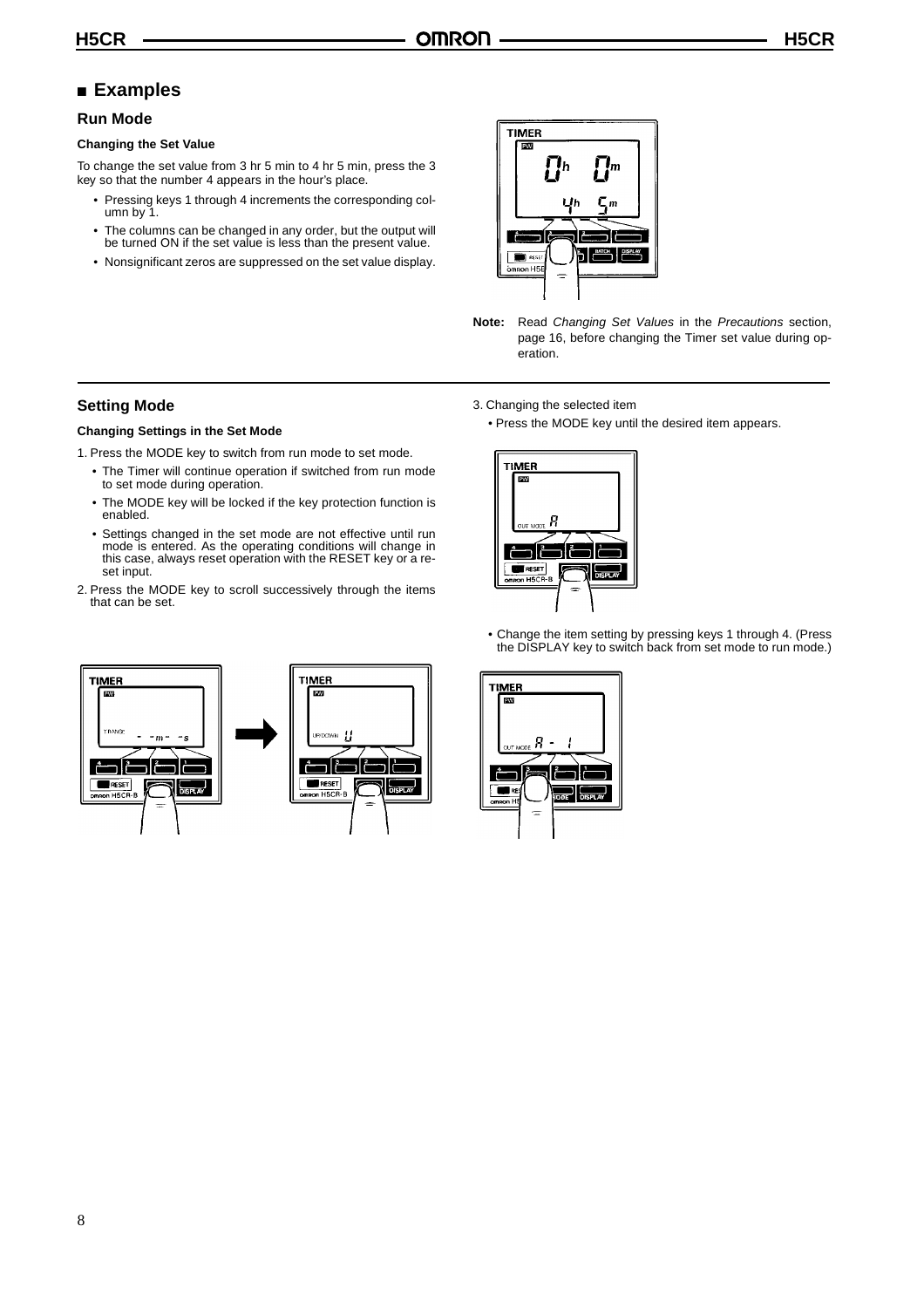## ■ Examples

### Run Mode

#### Changing the Set Value

To change the set value from 3 hr 5 min to 4 hr 5 min, press the 3 key so that the number 4 appears in the hour's place.

- Pressing keys 1 through 4 increments the corresponding column by 1.
- The columns can be changed in any order, but the output will be turned ON if the set value is less than the present value.
- Nonsignificant zeros are suppressed on the set value display.

**Note:** Read *Changing Set Values* in the *Precautions* section, page 16, before changing the Timer set value during operation.

### Setting Mode

#### Changing Settings in the Set Mode

1. Press the MODE key to switch from run mode to set mode.
   - The Timer will continue operation if switched from run mode to set mode during operation.
   - The MODE key will be locked if the key protection function is enabled.
   - Settings changed in the set mode are not effective until run mode is entered. As the operating conditions will change in this case, always reset operation with the RESET key or a reset input.
2. Press the MODE key to scroll successively through the items that can be set.
3. Changing the selected item
   - Press the MODE key until the desired item appears.
   - Change the item setting by pressing keys 1 through 4. (Press the DISPLAY key to switch back from set mode to run mode.)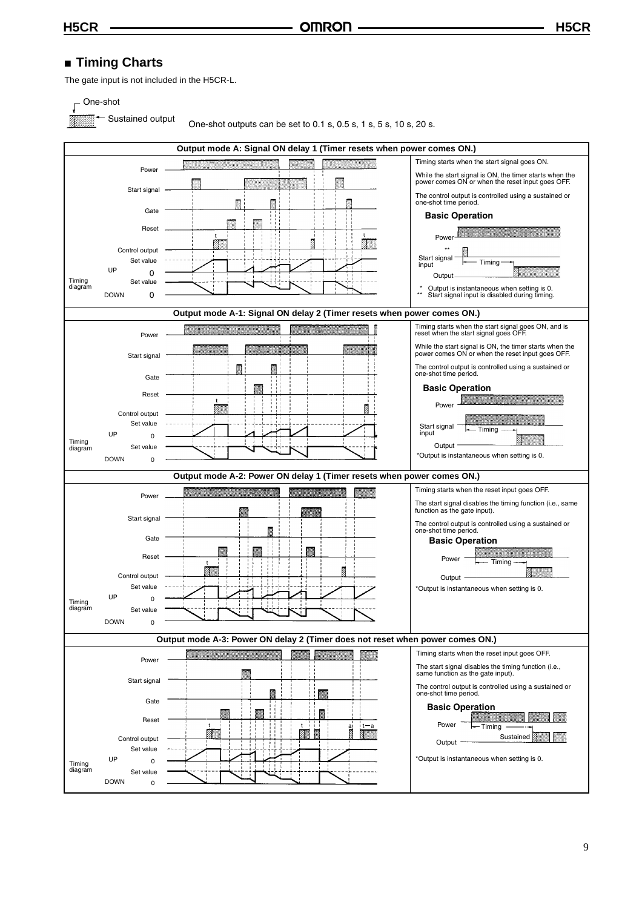## ■ Timing Charts

The gate input is not included in the H5CR-L.

One-shot

Sustained output

One-shot outputs can be set to 0.1 s, 0.5 s, 1 s, 5 s, 10 s, 20 s.

### Output mode A: Signal ON delay 1 (Timer resets when power comes ON.)

Timing starts when the start signal goes ON.

While the start signal is ON, the timer starts when the power comes ON or when the reset input goes OFF.

The control output is controlled using a sustained or one-shot time period.

**Basic Operation**

\* Output is instantaneous when setting is 0.
\*\* Start signal input is disabled during timing.

### Output mode A-1: Signal ON delay 2 (Timer resets when power comes ON.)

Timing starts when the start signal goes ON, and is reset when the start signal goes OFF.

While the start signal is ON, the timer starts when the power comes ON or when the reset input goes OFF.

The control output is controlled using a sustained or one-shot time period.

**Basic Operation**

\*Output is instantaneous when setting is 0.

### Output mode A-2: Power ON delay 1 (Timer resets when power comes ON.)

Timing starts when the reset input goes OFF.

The start signal disables the timing function (i.e., same function as the gate input).

The control output is controlled using a sustained or one-shot time period.

**Basic Operation**

\*Output is instantaneous when setting is 0.

### Output mode A-3: Power ON delay 2 (Timer does not reset when power comes ON.)

Timing starts when the reset input goes OFF.

The start signal disables the timing function (i.e., same function as the gate input).

The control output is controlled using a sustained or one-shot time period.

**Basic Operation**

\*Output is instantaneous when setting is 0.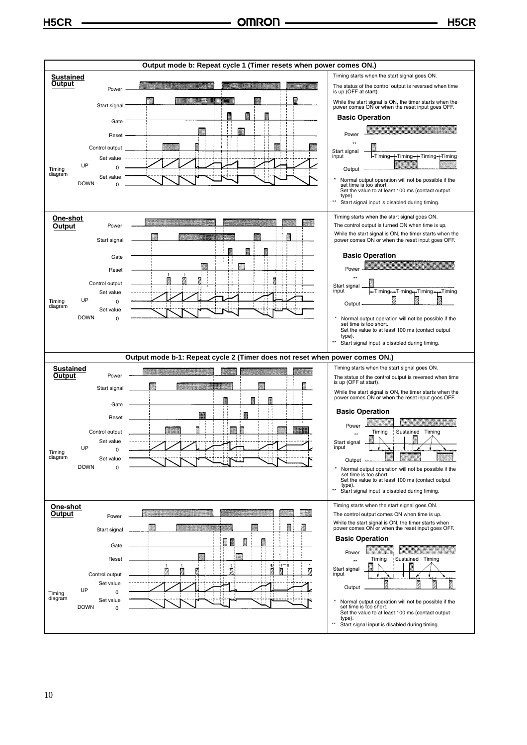## Output mode b: Repeat cycle 1 (Timer resets when power comes ON.)

**Sustained Output**

Power
Start signal
Gate
Reset
Control output
Timing diagram — UP: Set value, 0; DOWN: Set value, 0

Timing starts when the start signal goes ON.

The status of the control output is reversed when time is up (OFF at start).

While the start signal is ON, the timer starts when the power comes ON or when the reset input goes OFF.

**Basic Operation**

Power
** Start signal input — Timing, Timing, Timing, Timing
Output

\* Normal output operation will not be possible if the set time is too short. Set the value to at least 100 ms (contact output type).

** Start signal input is disabled during timing.

**One-shot Output**

Power
Start signal
Gate
Reset
Control output
Timing diagram — UP: Set value, 0; DOWN: Set value, 0

Timing starts when the start signal goes ON.

The control output is turned ON when time is up.

While the start signal is ON, the timer starts when the power comes ON or when the reset input goes OFF.

**Basic Operation**

Power
** Start signal input — Timing, Timing, Timing, Timing
Output

\* Normal output operation will not be possible if the set time is too short. Set the value to at least 100 ms (contact output type).

** Start signal input is disabled during timing.

## Output mode b-1: Repeat cycle 2 (Timer does not reset when power comes ON.)

**Sustained Output**

Power
Start signal
Gate
Reset
Control output
Timing diagram — UP: Set value, 0; DOWN: Set value, 0

Timing starts when the start signal goes ON.

The status of the control output is reversed when time is up (OFF at start).

While the start signal is ON, the timer starts when the power comes ON or when the reset input goes OFF.

**Basic Operation**

Power — Timing, Sustained, Timing
** Start signal input
Output

\* Normal output operation will not be possible if the set time is too short. Set the value to at least 100 ms (contact output type).

** Start signal input is disabled during timing.

**One-shot Output**

Power
Start signal
Gate
Reset
Control output
Timing diagram — UP: Set value, 0; DOWN: Set value, 0

Timing starts when the start signal goes ON.

The control output comes ON when time is up.

While the start signal is ON, the timer starts when power comes ON or when the reset input goes OFF.

**Basic Operation**

Power — Timing, Sustained, Timing
** Start signal input
Output

\* Normal output operation will not be possible if the set time is too short. Set the value to at least 100 ms (contact output type).

** Start signal input is disabled during timing.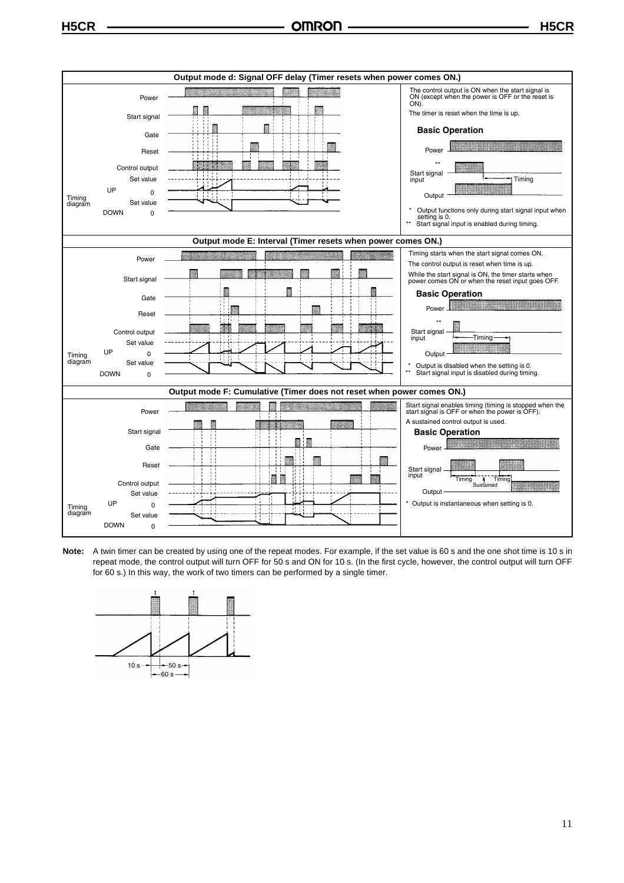## Output mode d: Signal OFF delay (Timer resets when power comes ON.)

Timing diagram: Power, Start signal, Gate, Reset, Control output, UP (Set value, 0), DOWN (Set value, 0)

The control output is ON when the start signal is ON (except when the power is OFF or the reset is ON).

The timer is reset when the time is up.

**Basic Operation**

Power

Start signal input (**) — Timing

Output

\* Output functions only during start signal input when setting is 0.

\*\* Start signal input is enabled during timing.

## Output mode E: Interval (Timer resets when power comes ON.)

Timing diagram: Power, Start signal, Gate, Reset, Control output, UP (Set value, 0), DOWN (Set value, 0)

Timing starts when the start signal comes ON.

The control output is reset when time is up.

While the start signal is ON, the timer starts when power comes ON or when the reset input goes OFF.

**Basic Operation**

Power

Start signal input (**) — Timing

Output

\* Output is disabled when the setting is 0.

\*\* Start signal input is disabled during timing.

## Output mode F: Cumulative (Timer does not reset when power comes ON.)

Timing diagram: Power, Start signal, Gate, Reset, Control output, UP (Set value, 0), DOWN (Set value, 0)

Start signal enables timing (timing is stopped when the start signal is OFF or when the power is OFF).

A sustained control output is used.

**Basic Operation**

Power

Start signal input — Timing, Sustained, Timing

Output

\* Output is instantaneous when setting is 0.

**Note:** A twin timer can be created by using one of the repeat modes. For example, if the set value is 60 s and the one shot time is 10 s in repeat mode, the control output will turn OFF for 50 s and ON for 10 s. (In the first cycle, however, the control output will turn OFF for 60 s.) In this way, the work of two timers can be performed by a single timer.

(Diagram labels: t, t, 10 s, 50 s, 60 s)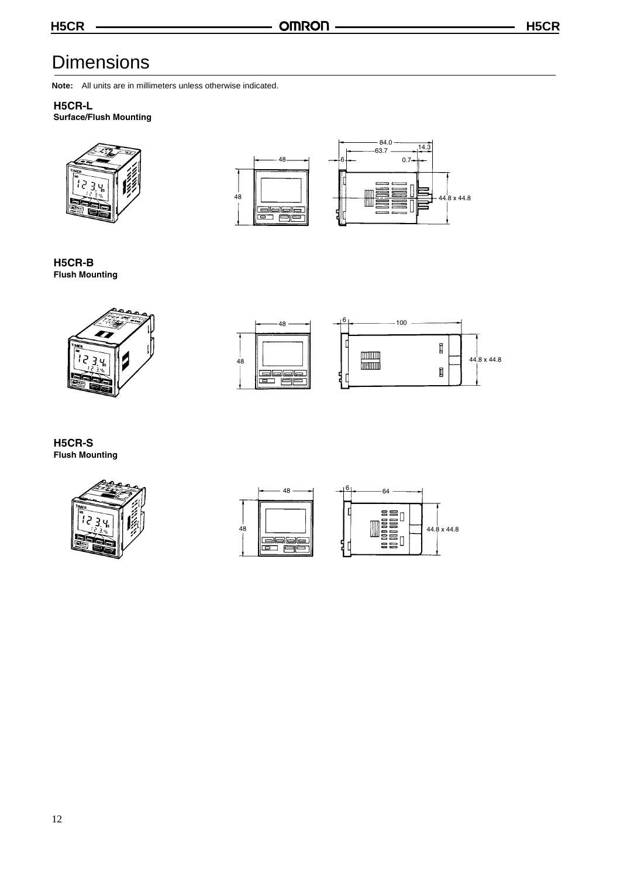# Dimensions

**Note:** All units are in millimeters unless otherwise indicated.

### H5CR-L

**Surface/Flush Mounting**

48

48

84.0

63.7

14.3

6

0.7

44.8 x 44.8

### H5CR-B

**Flush Mounting**

48

48

6

100

44.8 x 44.8

### H5CR-S

**Flush Mounting**

48

48

6

64

44.8 x 44.8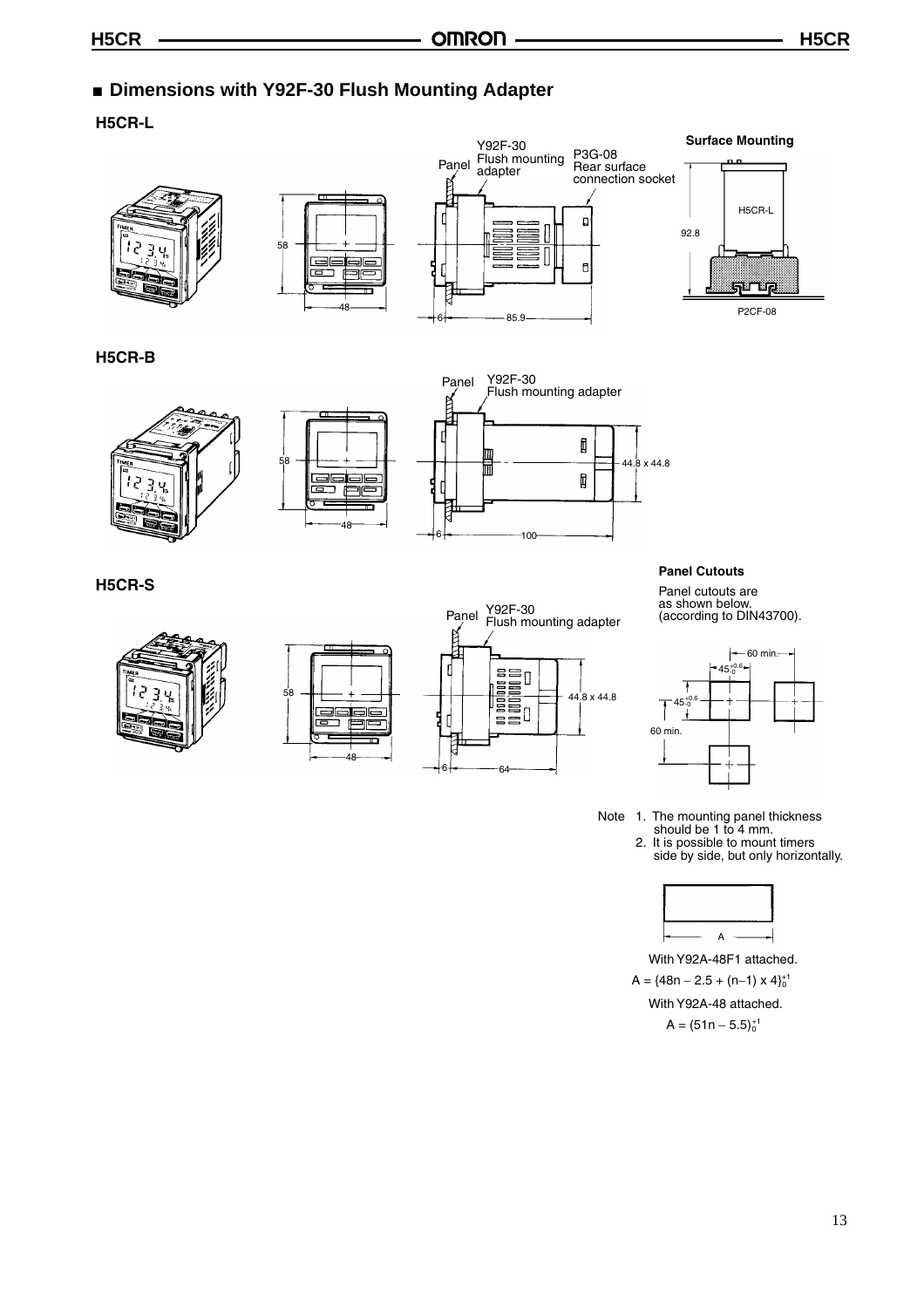## ■ Dimensions with Y92F-30 Flush Mounting Adapter

### H5CR-L

Panel

Y92F-30 Flush mounting adapter

P3G-08 Rear surface connection socket

58

48

6

85.9

**Surface Mounting**

H5CR-L

92.8

P2CF-08

### H5CR-B

Panel

Y92F-30 Flush mounting adapter

58

48

44.8 x 44.8

6

100

### H5CR-S

Panel

Y92F-30 Flush mounting adapter

58

48

44.8 x 44.8

6

64

**Panel Cutouts**

Panel cutouts are as shown below. (according to DIN43700).

60 min.

$45^{+0.6}_{-0}$

$45^{+0.6}_{-0}$

60 min.

Note 1. The mounting panel thickness should be 1 to 4 mm.
2. It is possible to mount timers side by side, but only horizontally.

A

With Y92A-48F1 attached.

$A = \{48n - 2.5 + (n-1) \times 4\}^{+1}_{0}$

With Y92A-48 attached.

$A = (51n - 5.5)^{+1}_{0}$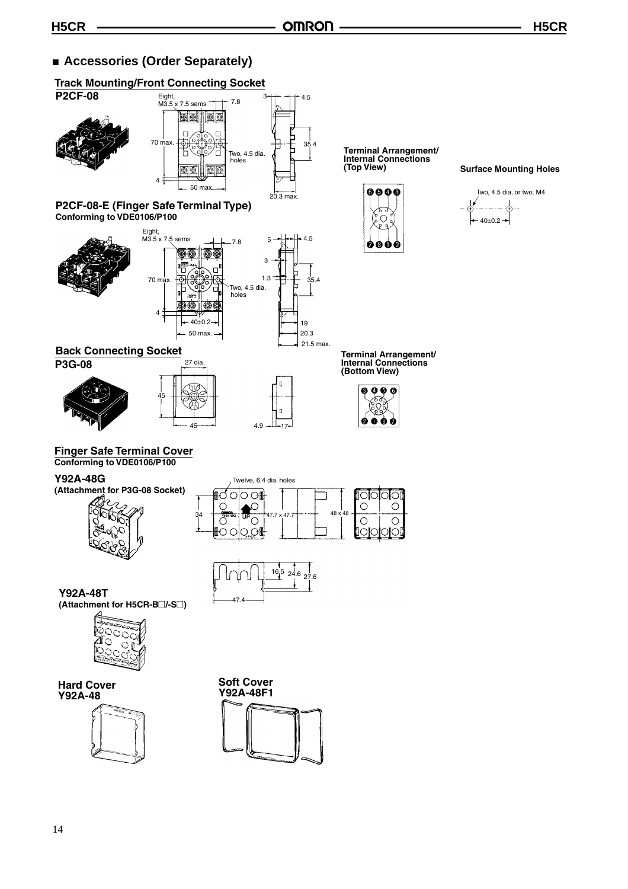## Accessories (Order Separately)

### Track Mounting/Front Connecting Socket

**P2CF-08**

Eight, M3.5 x 7.5 sems

7.8

3

4.5

70 max.

Two, 4.5 dia. holes

35.4

4

50 max.

20.3 max.

**Terminal Arrangement/ Internal Connections (Top View)**

**Surface Mounting Holes**

Two, 4.5 dia. or two, M4

40±0.2

**P2CF-08-E (Finger Safe Terminal Type)**
**Conforming to VDE0106/P100**

Eight, M3.5 x 7.5 sems

7.8

5

4.5

3

1.3

35.4

70 max.

Two, 4.5 dia. holes

4

40±0.2

50 max.

19

20.3

21.5 max.

### Back Connecting Socket

**P3G-08**

27 dia.

45

45

4.9

17

**Terminal Arrangement/ Internal Connections (Bottom View)**

### Finger Safe Terminal Cover
**Conforming to VDE0106/P100**

**Y92A-48G**
**(Attachment for P3G-08 Socket)**

Twelve, 6.4 dia. holes

34

47.7 x 47.7

48 x 48

16.5

24.6

27.6

47.4

**Y92A-48T**
**(Attachment for H5CR-B□/-S□)**

**Hard Cover**
**Y92A-48**

**Soft Cover**
**Y92A-48F1**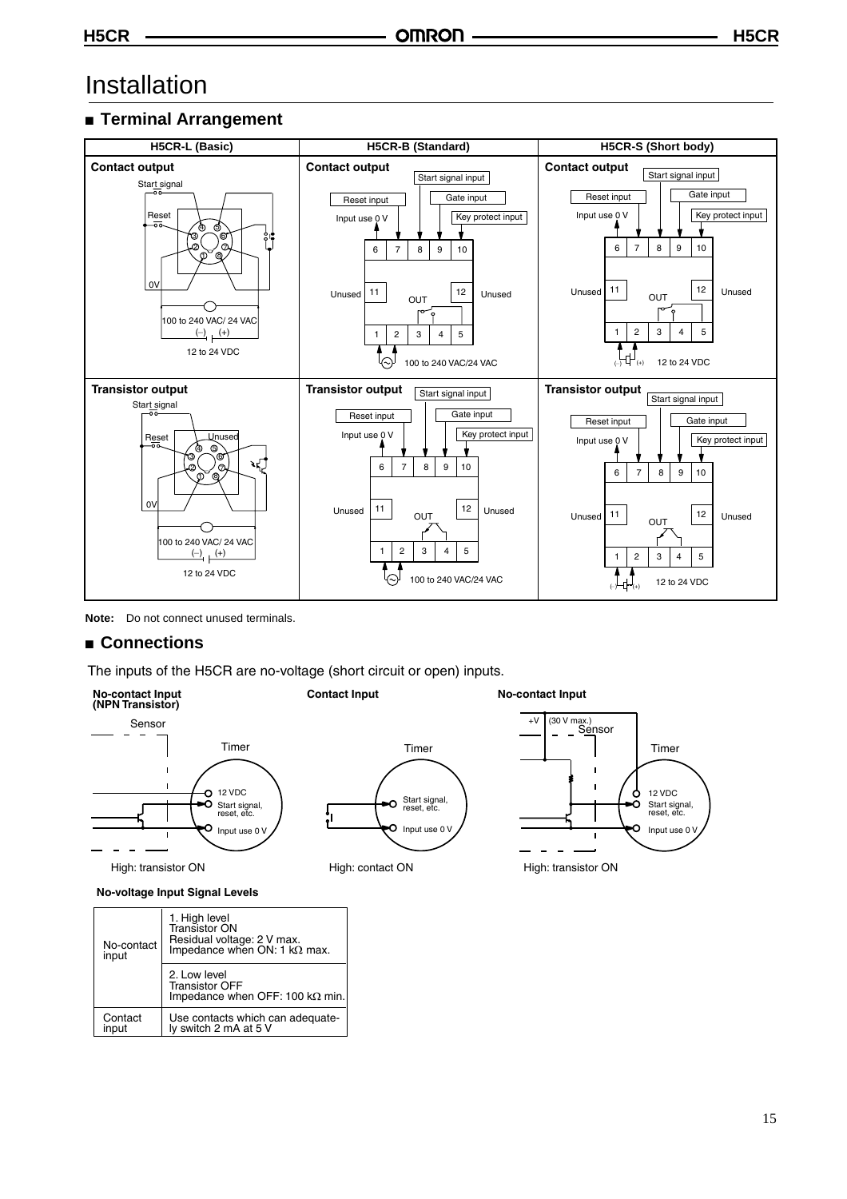# Installation

## ■ Terminal Arrangement

| H5CR-L (Basic) | H5CR-B (Standard) | H5CR-S (Short body) |
|---|---|---|
| **Contact output**<br>Start signal<br>Reset<br>0V<br>100 to 240 VAC/ 24 VAC<br>(–) (+)<br>12 to 24 VDC | **Contact output**<br>Start signal input<br>Reset input<br>Gate input<br>Input use 0 V<br>Key protect input<br>6 7 8 9 10<br>Unused 11 OUT 12 Unused<br>1 2 3 4 5<br>100 to 240 VAC/24 VAC | **Contact output**<br>Start signal input<br>Reset input<br>Gate input<br>Input use 0 V<br>Key protect input<br>6 7 8 9 10<br>Unused 11 OUT 12 Unused<br>1 2 3 4 5<br>(–) (+) 12 to 24 VDC |
| **Transistor output**<br>Start signal<br>Reset<br>Unused<br>0V<br>100 to 240 VAC/ 24 VAC<br>(–) (+)<br>12 to 24 VDC | **Transistor output**<br>Start signal input<br>Reset input<br>Gate input<br>Input use 0 V<br>Key protect input<br>6 7 8 9 10<br>Unused 11 OUT 12 Unused<br>1 2 3 4 5<br>100 to 240 VAC/24 VAC | **Transistor output**<br>Start signal input<br>Reset input<br>Gate input<br>Input use 0 V<br>Key protect input<br>6 7 8 9 10<br>Unused 11 OUT 12 Unused<br>1 2 3 4 5<br>(–) (+) 12 to 24 VDC |

**Note:** Do not connect unused terminals.

## ■ Connections

The inputs of the H5CR are no-voltage (short circuit or open) inputs.

**No-contact Input (NPN Transistor)**

Sensor — Timer: 12 VDC; Start signal, reset, etc.; Input use 0 V

High: transistor ON

**Contact Input**

Timer: Start signal, reset, etc.; Input use 0 V

High: contact ON

**No-contact Input**

+V (30 V max.) Sensor — Timer: 12 VDC; Start signal, reset, etc.; Input use 0 V

High: transistor ON

**No-voltage Input Signal Levels**

| | |
|---|---|
| No-contact input | 1. High level<br>Transistor ON<br>Residual voltage: 2 V max.<br>Impedance when ON: 1 kΩ max. |
| | 2. Low level<br>Transistor OFF<br>Impedance when OFF: 100 kΩ min. |
| Contact input | Use contacts which can adequately switch 2 mA at 5 V |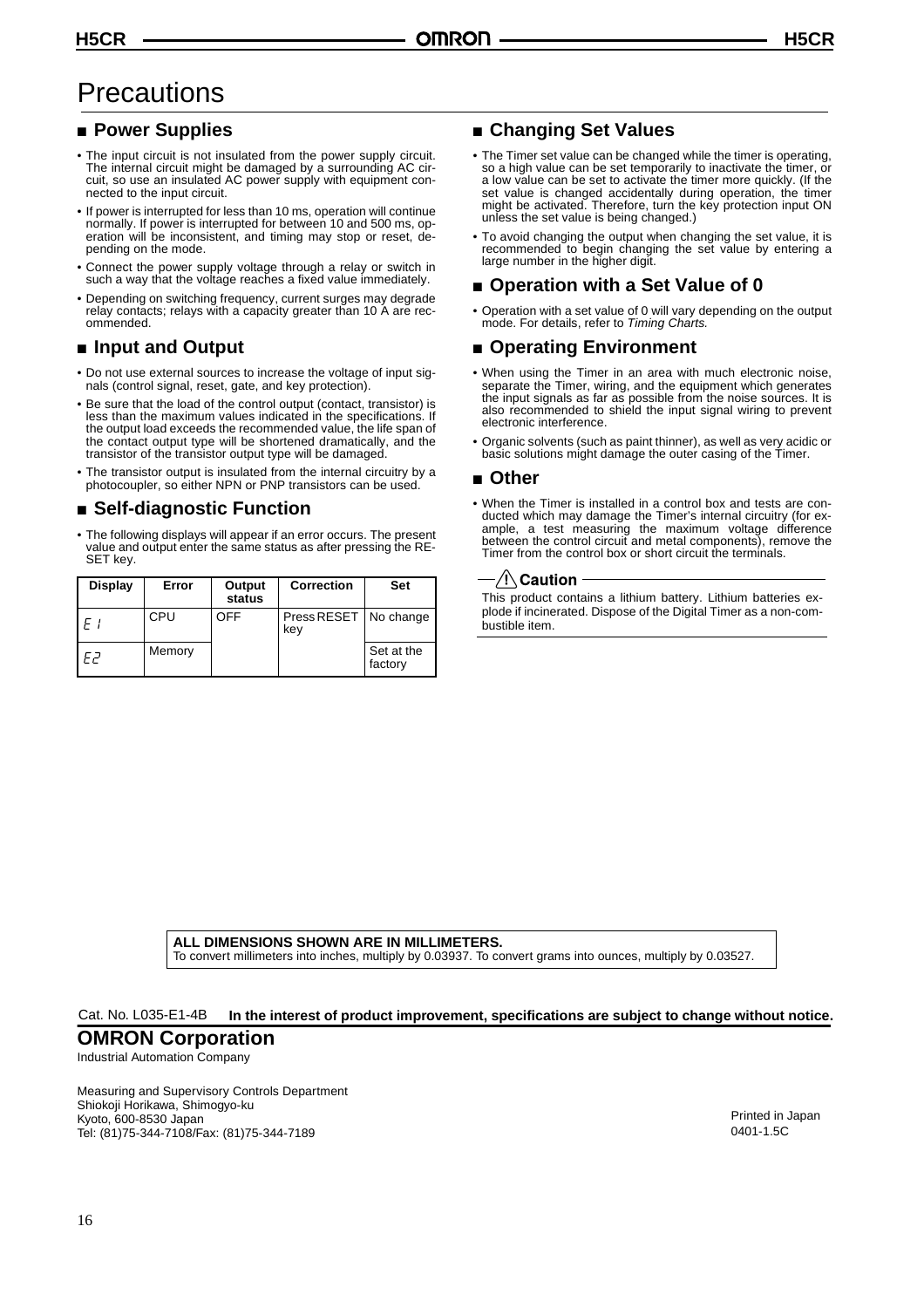# Precautions

## ■ Power Supplies

- The input circuit is not insulated from the power supply circuit. The internal circuit might be damaged by a surrounding AC circuit, so use an insulated AC power supply with equipment connected to the input circuit.
- If power is interrupted for less than 10 ms, operation will continue normally. If power is interrupted for between 10 and 500 ms, operation will be inconsistent, and timing may stop or reset, depending on the mode.
- Connect the power supply voltage through a relay or switch in such a way that the voltage reaches a fixed value immediately.
- Depending on switching frequency, current surges may degrade relay contacts; relays with a capacity greater than 10 A are recommended.

## ■ Input and Output

- Do not use external sources to increase the voltage of input signals (control signal, reset, gate, and key protection).
- Be sure that the load of the control output (contact, transistor) is less than the maximum values indicated in the specifications. If the output load exceeds the recommended value, the life span of the contact output type will be shortened dramatically, and the transistor of the transistor output type will be damaged.
- The transistor output is insulated from the internal circuitry by a photocoupler, so either NPN or PNP transistors can be used.

## ■ Self-diagnostic Function

- The following displays will appear if an error occurs. The present value and output enter the same status as after pressing the RESET key.

| Display | Error | Output status | Correction | Set |
|---|---|---|---|---|
| E 1 | CPU | OFF | Press RESET key | No change |
| E2 | Memory | | | Set at the factory |

## ■ Changing Set Values

- The Timer set value can be changed while the timer is operating, so a high value can be set temporarily to inactivate the timer, or a low value can be set to activate the timer more quickly. (If the set value is changed accidentally during operation, the timer might be activated. Therefore, turn the key protection input ON unless the set value is being changed.)
- To avoid changing the output when changing the set value, it is recommended to begin changing the set value by entering a large number in the higher digit.

## ■ Operation with a Set Value of 0

- Operation with a set value of 0 will vary depending on the output mode. For details, refer to *Timing Charts.*

## ■ Operating Environment

- When using the Timer in an area with much electronic noise, separate the Timer, wiring, and the equipment which generates the input signals as far as possible from the noise sources. It is also recommended to shield the input signal wiring to prevent electronic interference.
- Organic solvents (such as paint thinner), as well as very acidic or basic solutions might damage the outer casing of the Timer.

## ■ Other

- When the Timer is installed in a control box and tests are conducted which may damage the Timer's internal circuitry (for example, a test measuring the maximum voltage difference between the control circuit and metal components), remove the Timer from the control box or short circuit the terminals.

**⚠ Caution**

This product contains a lithium battery. Lithium batteries explode if incinerated. Dispose of the Digital Timer as a non-combustible item.

**ALL DIMENSIONS SHOWN ARE IN MILLIMETERS.**
To convert millimeters into inches, multiply by 0.03937. To convert grams into ounces, multiply by 0.03527.

Cat. No. L035-E1-4B **In the interest of product improvement, specifications are subject to change without notice.**

**OMRON Corporation**
Industrial Automation Company

Measuring and Supervisory Controls Department
Shiokoji Horikawa, Shimogyo-ku
Kyoto, 600-8530 Japan
Tel: (81)75-344-7108/Fax: (81)75-344-7189

Printed in Japan
0401-1.5C